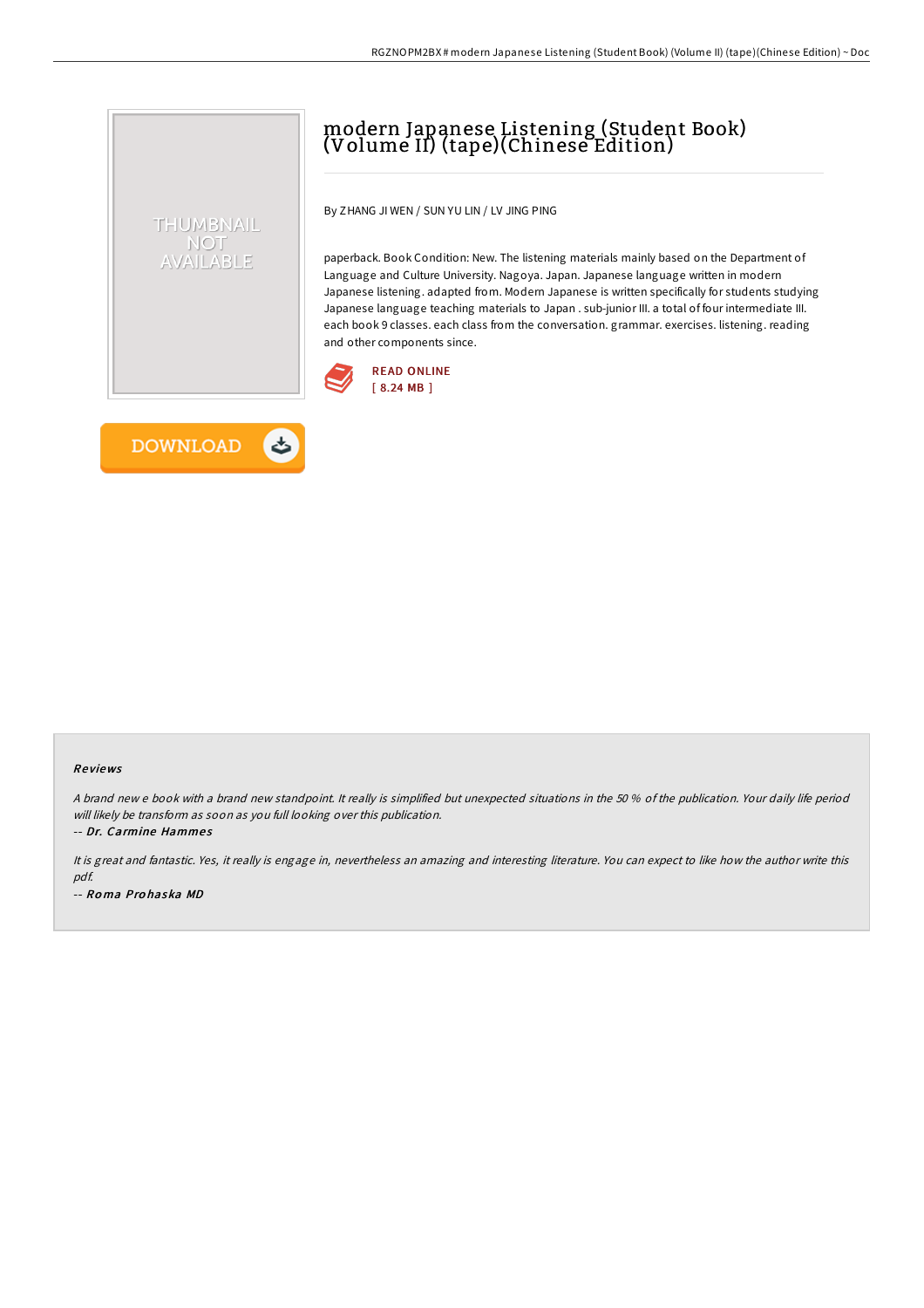# modern Japanese Listening (Student Book) (Volume II) (tape)(Chinese Edition)

By ZHANG JI WEN / SUN YU LIN / LV JING PING

paperback. Book Condition: New. The listening materials mainly based on the Department of Language and Culture University. Nagoya. Japan. Japanese language written in modern Japanese listening. adapted from. Modern Japanese is written specifically for students studying Japanese language teaching materials to Japan . sub-junior III. a total of four intermediate III. each book 9 classes. each class from the conversation. grammar. exercises. listening. reading and other components since.

READ ONLINE
[ 8.24 MB ]

DOWNLOAD

## Reviews

*A brand new e book with a brand new standpoint. It really is simplified but unexpected situations in the 50 % of the publication. Your daily life period will likely be transform as soon as you full looking over this publication.*

-- *Dr. Carmine Hammes*

*It is great and fantastic. Yes, it really is engage in, nevertheless an amazing and interesting literature. You can expect to like how the author write this pdf.*

-- *Roma Prohaska MD*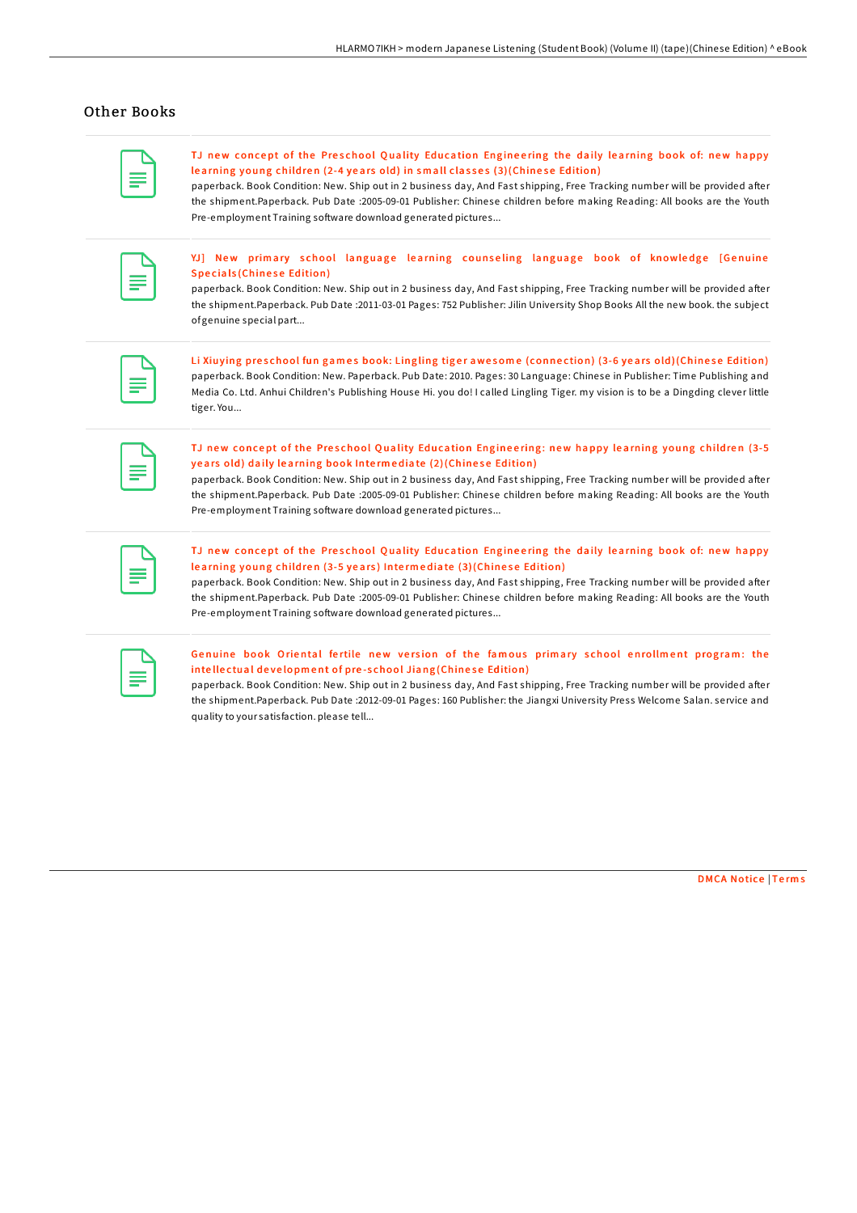## Other Books

**TJ new concept of the Preschool Quality Education Engineering the daily learning book of: new happy learning young children (2-4 years old) in small classes (3)(Chinese Edition)**

paperback. Book Condition: New. Ship out in 2 business day, And Fast shipping, Free Tracking number will be provided after the shipment.Paperback. Pub Date :2005-09-01 Publisher: Chinese children before making Reading: All books are the Youth Pre-employment Training software download generated pictures...

**YJ] New primary school language learning counseling language book of knowledge [Genuine Specials(Chinese Edition)**

paperback. Book Condition: New. Ship out in 2 business day, And Fast shipping, Free Tracking number will be provided after the shipment.Paperback. Pub Date :2011-03-01 Pages: 752 Publisher: Jilin University Shop Books All the new book. the subject of genuine special part...

**Li Xiuying preschool fun games book: Lingling tiger awesome (connection) (3-6 years old)(Chinese Edition)**

paperback. Book Condition: New. Paperback. Pub Date: 2010. Pages: 30 Language: Chinese in Publisher: Time Publishing and Media Co. Ltd. Anhui Children's Publishing House Hi. you do! I called Lingling Tiger. my vision is to be a Dingding clever little tiger. You...

**TJ new concept of the Preschool Quality Education Engineering: new happy learning young children (3-5 years old) daily learning book Intermediate (2)(Chinese Edition)**

paperback. Book Condition: New. Ship out in 2 business day, And Fast shipping, Free Tracking number will be provided after the shipment.Paperback. Pub Date :2005-09-01 Publisher: Chinese children before making Reading: All books are the Youth Pre-employment Training software download generated pictures...

**TJ new concept of the Preschool Quality Education Engineering the daily learning book of: new happy learning young children (3-5 years) Intermediate (3)(Chinese Edition)**

paperback. Book Condition: New. Ship out in 2 business day, And Fast shipping, Free Tracking number will be provided after the shipment.Paperback. Pub Date :2005-09-01 Publisher: Chinese children before making Reading: All books are the Youth Pre-employment Training software download generated pictures...

**Genuine book Oriental fertile new version of the famous primary school enrollment program: the intellectual development of pre-school Jiang(Chinese Edition)**

paperback. Book Condition: New. Ship out in 2 business day, And Fast shipping, Free Tracking number will be provided after the shipment.Paperback. Pub Date :2012-09-01 Pages: 160 Publisher: the Jiangxi University Press Welcome Salan. service and quality to your satisfaction. please tell...